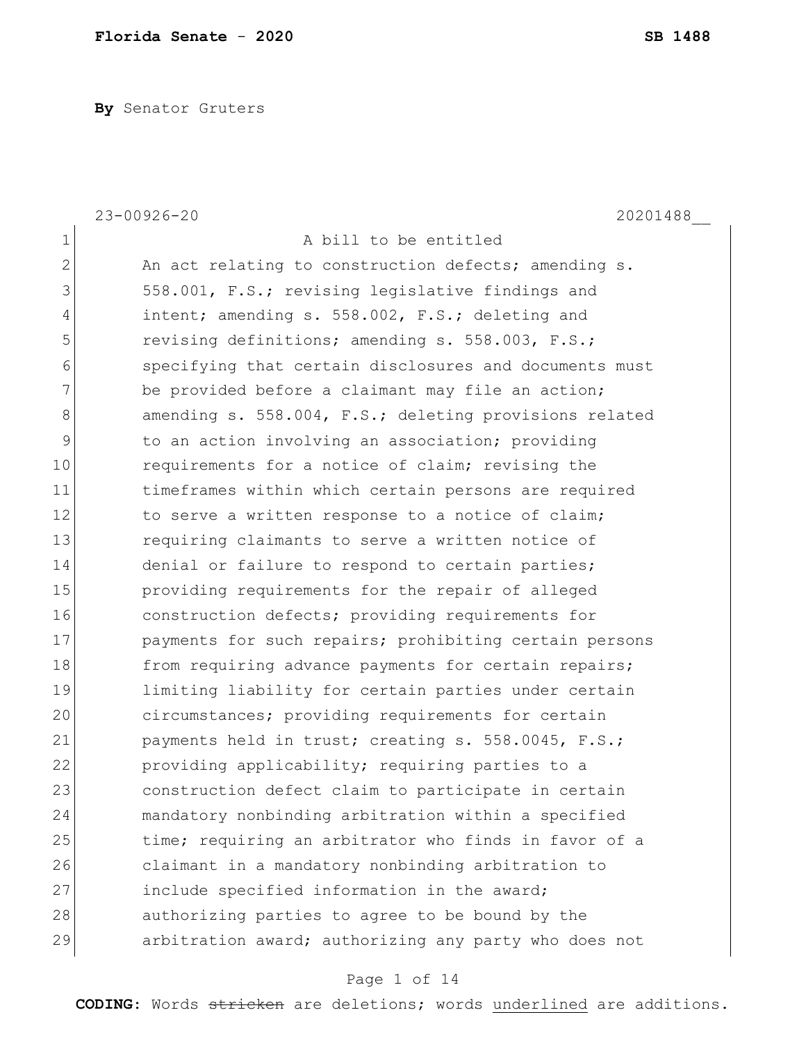By Senator Gruters

23-00926-20 20201488__

A bill to be entitled

An act relating to construction defects; amending s. 558.001, F.S.; revising legislative findings and intent; amending s. 558.002, F.S.; deleting and revising definitions; amending s. 558.003, F.S.; specifying that certain disclosures and documents must be provided before a claimant may file an action; amending s. 558.004, F.S.; deleting provisions related to an action involving an association; providing requirements for a notice of claim; revising the timeframes within which certain persons are required to serve a written response to a notice of claim; requiring claimants to serve a written notice of denial or failure to respond to certain parties; providing requirements for the repair of alleged construction defects; providing requirements for payments for such repairs; prohibiting certain persons from requiring advance payments for certain repairs; limiting liability for certain parties under certain circumstances; providing requirements for certain payments held in trust; creating s. 558.0045, F.S.; providing applicability; requiring parties to a construction defect claim to participate in certain mandatory nonbinding arbitration within a specified time; requiring an arbitrator who finds in favor of a claimant in a mandatory nonbinding arbitration to include specified information in the award; authorizing parties to agree to be bound by the arbitration award; authorizing any party who does not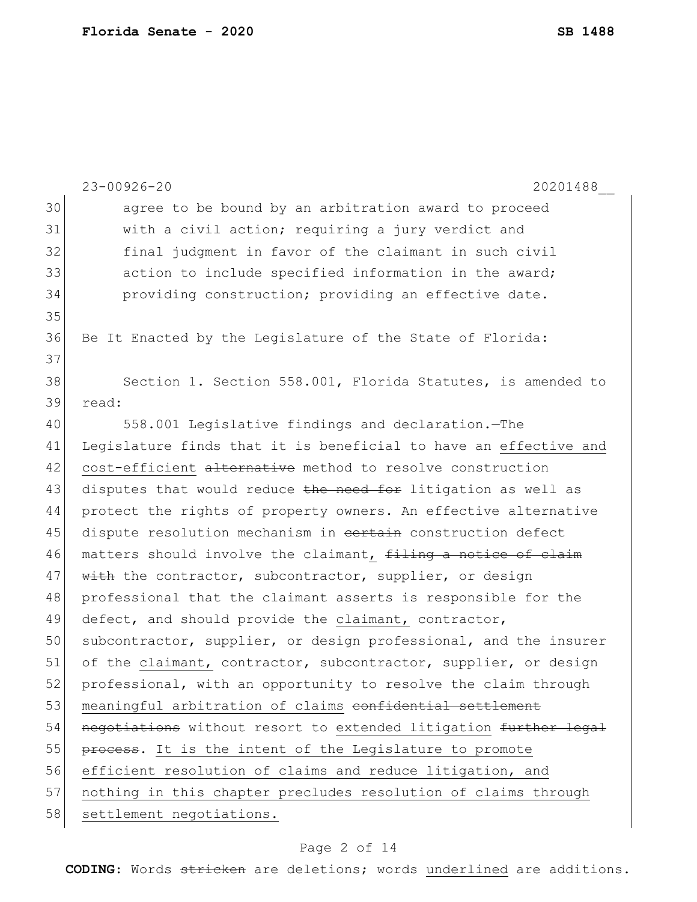agree to be bound by an arbitration award to proceed with a civil action; requiring a jury verdict and final judgment in favor of the claimant in such civil action to include specified information in the award; providing construction; providing an effective date.

Be It Enacted by the Legislature of the State of Florida:

Section 1. Section 558.001, Florida Statutes, is amended to read:

558.001 Legislative findings and declaration.—The Legislature finds that it is beneficial to have an <u>effective and cost-efficient</u> ~~alternative~~ method to resolve construction disputes that would reduce ~~the need for~~ litigation as well as protect the rights of property owners. An effective alternative dispute resolution mechanism in ~~certain~~ construction defect matters should involve the claimant<u>,</u> ~~filing a notice of claim with~~ the contractor, subcontractor, supplier, or design professional that the claimant asserts is responsible for the defect, and should provide the <u>claimant,</u> contractor, subcontractor, supplier, or design professional, and the insurer of the <u>claimant,</u> contractor, subcontractor, supplier, or design professional, with an opportunity to resolve the claim through <u>meaningful arbitration of claims</u> ~~confidential settlement negotiations~~ without resort to <u>extended litigation</u> ~~further legal process~~. <u>It is the intent of the Legislature to promote efficient resolution of claims and reduce litigation, and nothing in this chapter precludes resolution of claims through settlement negotiations.</u>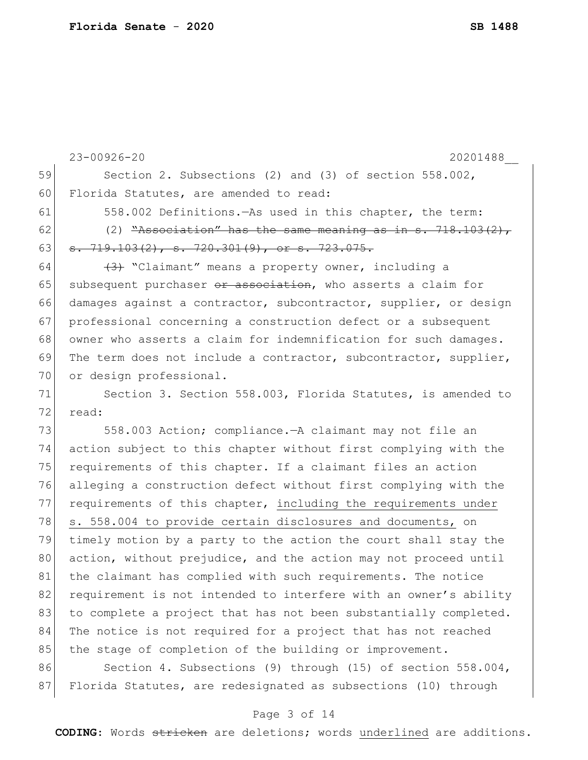Section 2. Subsections (2) and (3) of section 558.002, Florida Statutes, are amended to read:

558.002 Definitions.—As used in this chapter, the term:

(2) ~~"Association" has the same meaning as in s. 718.103(2), s. 719.103(2), s. 720.301(9), or s. 723.075.~~

~~(3)~~ "Claimant" means a property owner, including a subsequent purchaser ~~or association~~, who asserts a claim for damages against a contractor, subcontractor, supplier, or design professional concerning a construction defect or a subsequent owner who asserts a claim for indemnification for such damages. The term does not include a contractor, subcontractor, supplier, or design professional.

Section 3. Section 558.003, Florida Statutes, is amended to read:

558.003 Action; compliance.—A claimant may not file an action subject to this chapter without first complying with the requirements of this chapter. If a claimant files an action alleging a construction defect without first complying with the requirements of this chapter, <u>including the requirements under s. 558.004 to provide certain disclosures and documents,</u> on timely motion by a party to the action the court shall stay the action, without prejudice, and the action may not proceed until the claimant has complied with such requirements. The notice requirement is not intended to interfere with an owner's ability to complete a project that has not been substantially completed. The notice is not required for a project that has not reached the stage of completion of the building or improvement.

Section 4. Subsections (9) through (15) of section 558.004, Florida Statutes, are redesignated as subsections (10) through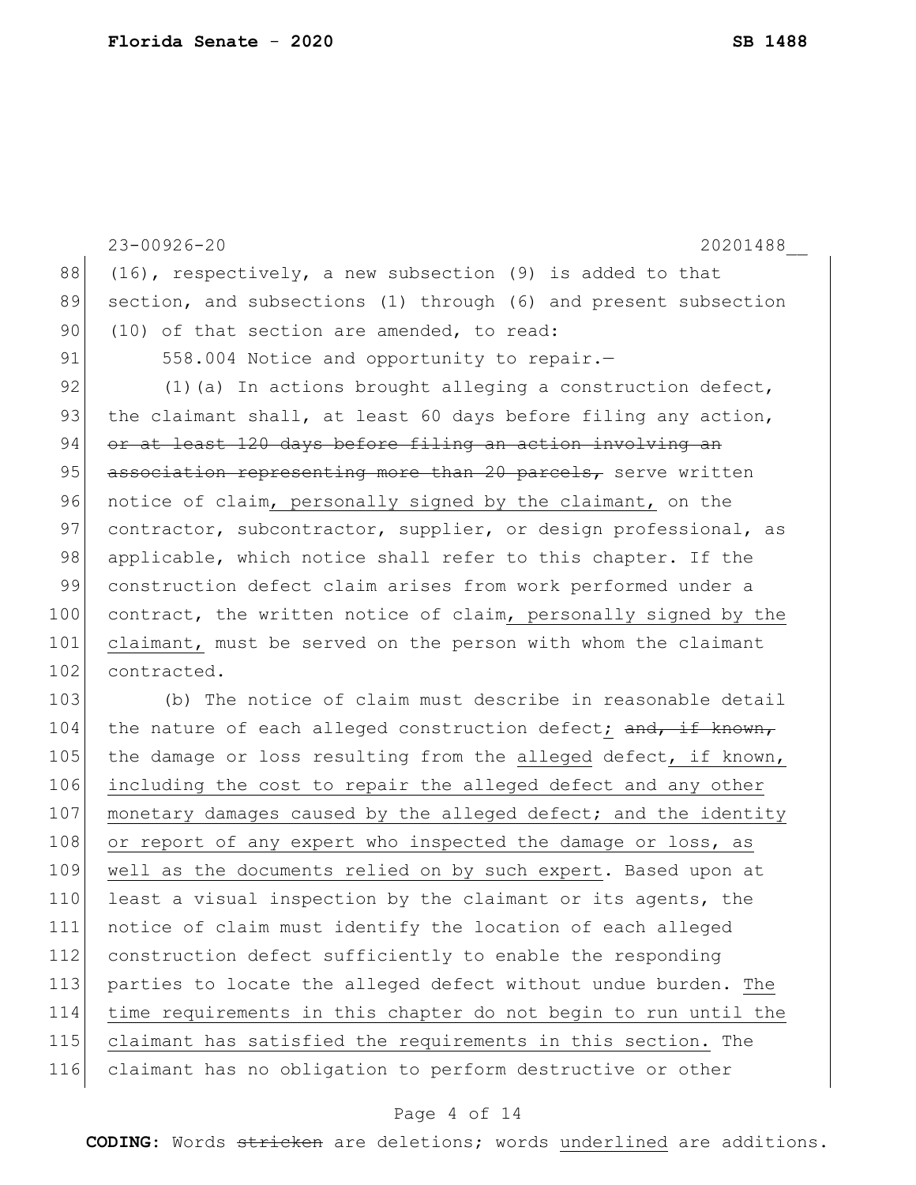23-00926-20 20201488__

(16), respectively, a new subsection (9) is added to that section, and subsections (1) through (6) and present subsection (10) of that section are amended, to read:

558.004 Notice and opportunity to repair.—

(1)(a) In actions brought alleging a construction defect, the claimant shall, at least 60 days before filing any action, ~~or at least 120 days before filing an action involving an association representing more than 20 parcels,~~ serve written notice of claim, personally signed by the claimant, on the contractor, subcontractor, supplier, or design professional, as applicable, which notice shall refer to this chapter. If the construction defect claim arises from work performed under a contract, the written notice of claim, personally signed by the claimant, must be served on the person with whom the claimant contracted.

(b) The notice of claim must describe in reasonable detail the nature of each alleged construction defect; ~~and, if known,~~ the damage or loss resulting from the alleged defect, if known, including the cost to repair the alleged defect and any other monetary damages caused by the alleged defect; and the identity or report of any expert who inspected the damage or loss, as well as the documents relied on by such expert. Based upon at least a visual inspection by the claimant or its agents, the notice of claim must identify the location of each alleged construction defect sufficiently to enable the responding parties to locate the alleged defect without undue burden. The time requirements in this chapter do not begin to run until the claimant has satisfied the requirements in this section. The claimant has no obligation to perform destructive or other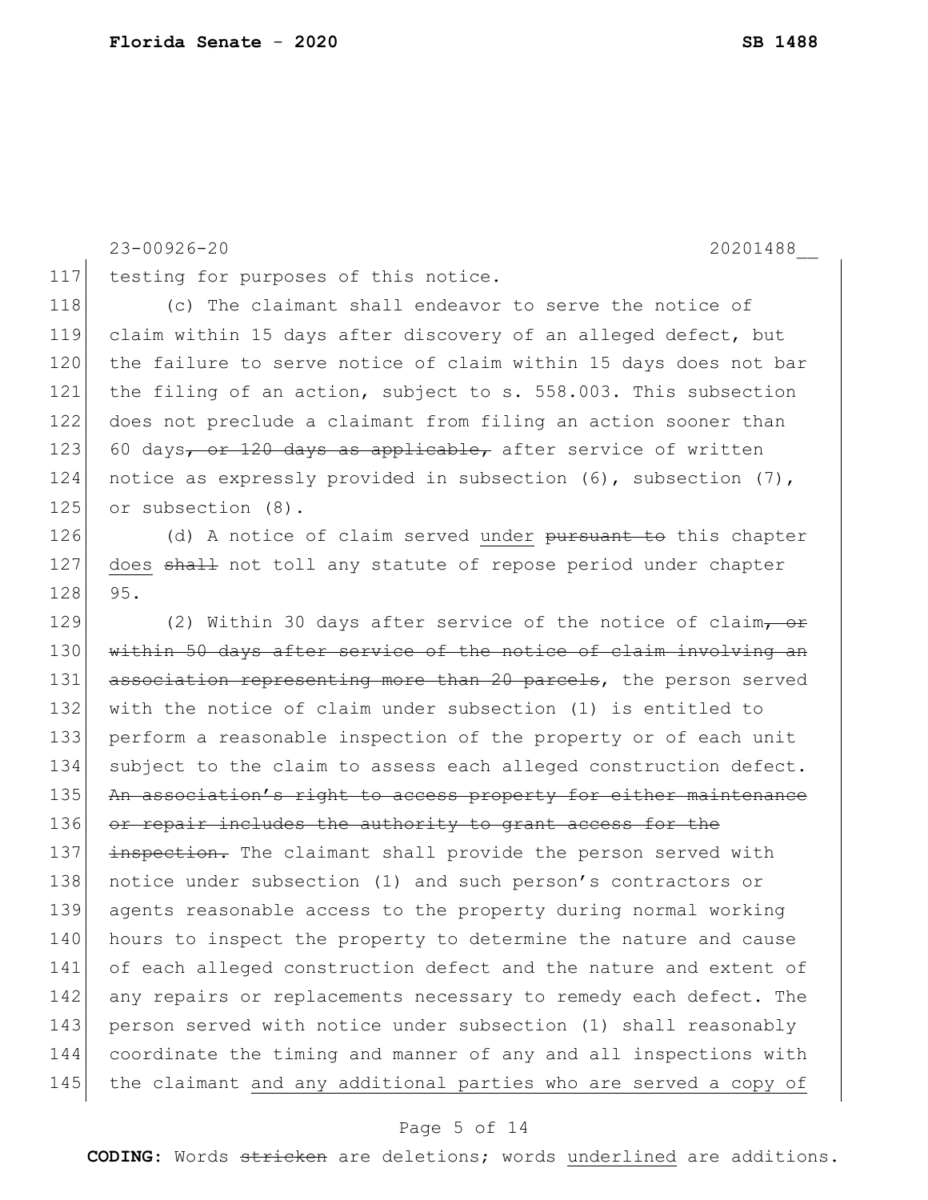testing for purposes of this notice.

(c) The claimant shall endeavor to serve the notice of claim within 15 days after discovery of an alleged defect, but the failure to serve notice of claim within 15 days does not bar the filing of an action, subject to s. 558.003. This subsection does not preclude a claimant from filing an action sooner than 60 days~~, or 120 days as applicable,~~ after service of written notice as expressly provided in subsection (6), subsection (7), or subsection (8).

(d) A notice of claim served <u>under</u> ~~pursuant to~~ this chapter <u>does</u> ~~shall~~ not toll any statute of repose period under chapter 95.

(2) Within 30 days after service of the notice of claim~~, or within 50 days after service of the notice of claim involving an association representing more than 20 parcels~~, the person served with the notice of claim under subsection (1) is entitled to perform a reasonable inspection of the property or of each unit subject to the claim to assess each alleged construction defect. ~~An association's right to access property for either maintenance or repair includes the authority to grant access for the inspection.~~ The claimant shall provide the person served with notice under subsection (1) and such person's contractors or agents reasonable access to the property during normal working hours to inspect the property to determine the nature and cause of each alleged construction defect and the nature and extent of any repairs or replacements necessary to remedy each defect. The person served with notice under subsection (1) shall reasonably coordinate the timing and manner of any and all inspections with the claimant <u>and any additional parties who are served a copy of</u>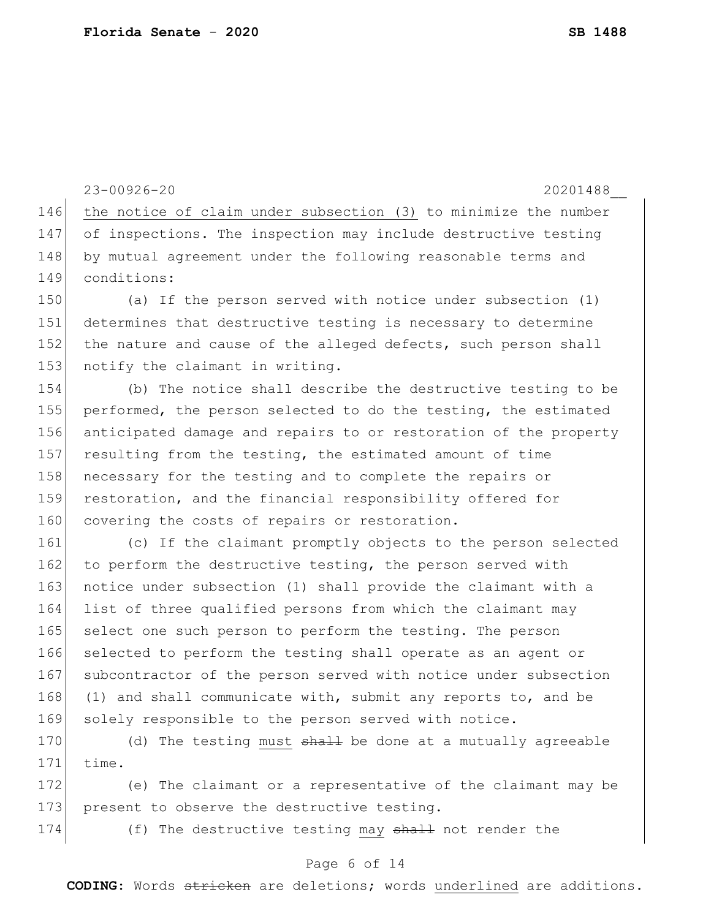the notice of claim under subsection (3) to minimize the number of inspections. The inspection may include destructive testing by mutual agreement under the following reasonable terms and conditions:

(a) If the person served with notice under subsection (1) determines that destructive testing is necessary to determine the nature and cause of the alleged defects, such person shall notify the claimant in writing.

(b) The notice shall describe the destructive testing to be performed, the person selected to do the testing, the estimated anticipated damage and repairs to or restoration of the property resulting from the testing, the estimated amount of time necessary for the testing and to complete the repairs or restoration, and the financial responsibility offered for covering the costs of repairs or restoration.

(c) If the claimant promptly objects to the person selected to perform the destructive testing, the person served with notice under subsection (1) shall provide the claimant with a list of three qualified persons from which the claimant may select one such person to perform the testing. The person selected to perform the testing shall operate as an agent or subcontractor of the person served with notice under subsection (1) and shall communicate with, submit any reports to, and be solely responsible to the person served with notice.

(d) The testing <u>must</u> ~~shall~~ be done at a mutually agreeable time.

(e) The claimant or a representative of the claimant may be present to observe the destructive testing.

(f) The destructive testing <u>may</u> ~~shall~~ not render the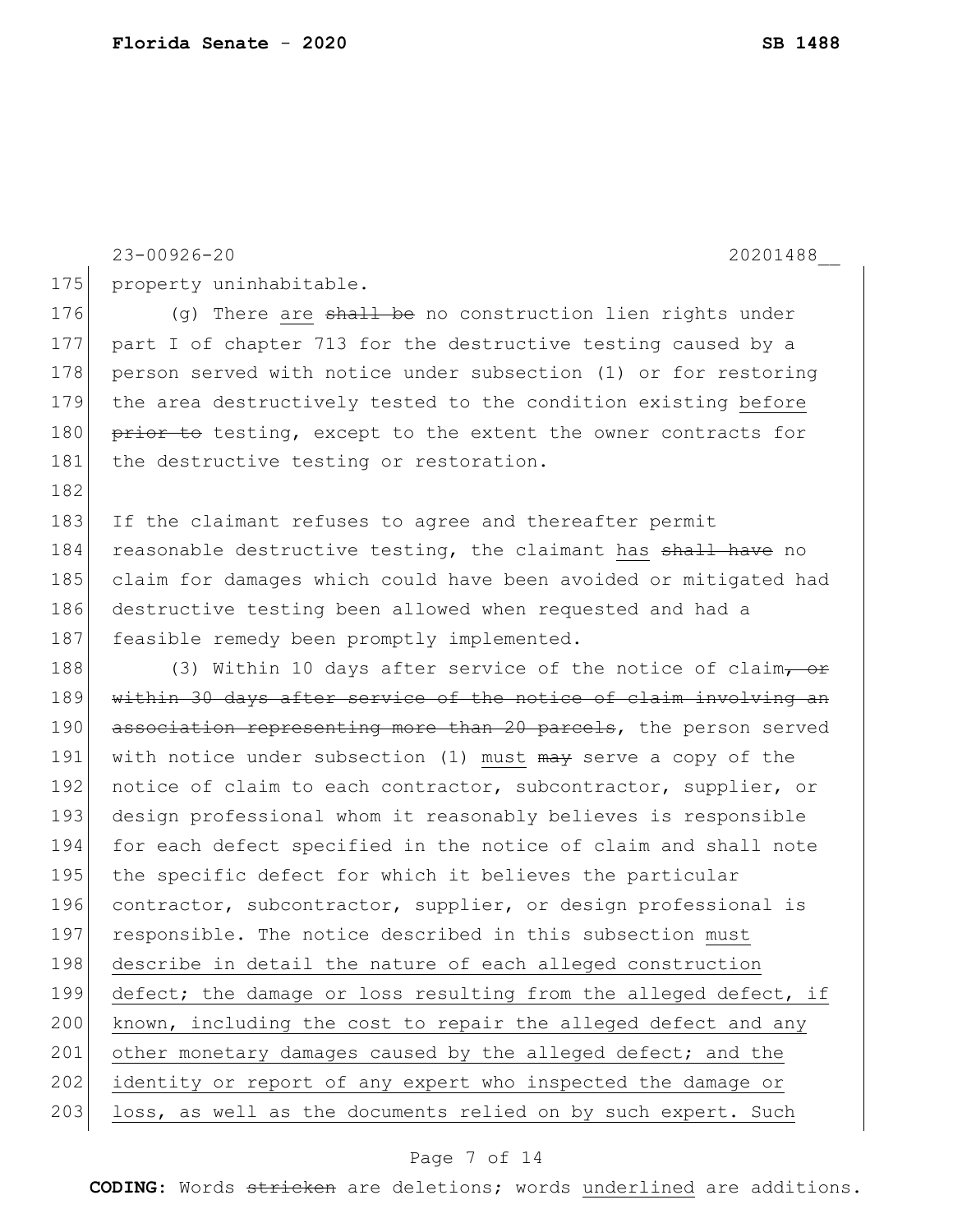property uninhabitable.

(g) There <u>are</u> ~~shall be~~ no construction lien rights under part I of chapter 713 for the destructive testing caused by a person served with notice under subsection (1) or for restoring the area destructively tested to the condition existing <u>before</u> ~~prior to~~ testing, except to the extent the owner contracts for the destructive testing or restoration.

If the claimant refuses to agree and thereafter permit reasonable destructive testing, the claimant <u>has</u> ~~shall have~~ no claim for damages which could have been avoided or mitigated had destructive testing been allowed when requested and had a feasible remedy been promptly implemented.

(3) Within 10 days after service of the notice of claim~~, or within 30 days after service of the notice of claim involving an association representing more than 20 parcels~~, the person served with notice under subsection (1) <u>must</u> ~~may~~ serve a copy of the notice of claim to each contractor, subcontractor, supplier, or design professional whom it reasonably believes is responsible for each defect specified in the notice of claim and shall note the specific defect for which it believes the particular contractor, subcontractor, supplier, or design professional is responsible. The notice described in this subsection <u>must describe in detail the nature of each alleged construction defect; the damage or loss resulting from the alleged defect, if known, including the cost to repair the alleged defect and any other monetary damages caused by the alleged defect; and the identity or report of any expert who inspected the damage or loss, as well as the documents relied on by such expert. Such</u>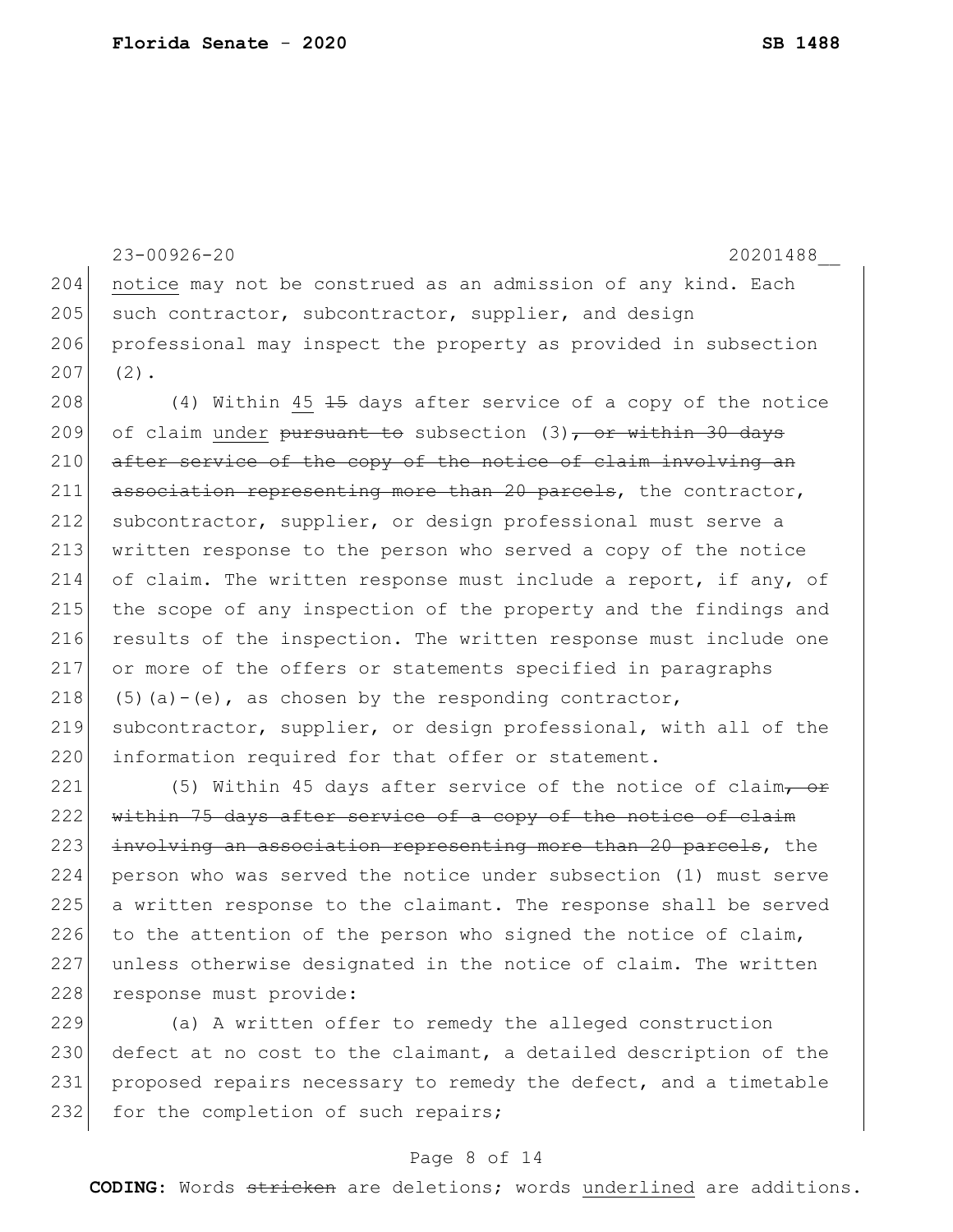notice may not be construed as an admission of any kind. Each such contractor, subcontractor, supplier, and design professional may inspect the property as provided in subsection (2).

(4) Within <u>45</u> ~~15~~ days after service of a copy of the notice of claim <u>under</u> ~~pursuant to~~ subsection (3)~~, or within 30 days after service of the copy of the notice of claim involving an association representing more than 20 parcels~~, the contractor, subcontractor, supplier, or design professional must serve a written response to the person who served a copy of the notice of claim. The written response must include a report, if any, of the scope of any inspection of the property and the findings and results of the inspection. The written response must include one or more of the offers or statements specified in paragraphs (5)(a)-(e), as chosen by the responding contractor, subcontractor, supplier, or design professional, with all of the information required for that offer or statement.

(5) Within 45 days after service of the notice of claim~~, or within 75 days after service of a copy of the notice of claim involving an association representing more than 20 parcels~~, the person who was served the notice under subsection (1) must serve a written response to the claimant. The response shall be served to the attention of the person who signed the notice of claim, unless otherwise designated in the notice of claim. The written response must provide:

(a) A written offer to remedy the alleged construction defect at no cost to the claimant, a detailed description of the proposed repairs necessary to remedy the defect, and a timetable for the completion of such repairs;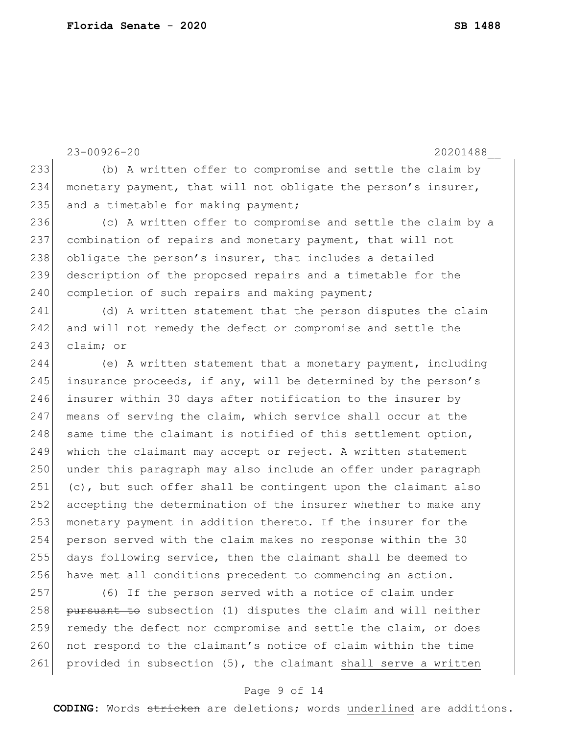(b) A written offer to compromise and settle the claim by monetary payment, that will not obligate the person's insurer, and a timetable for making payment;

(c) A written offer to compromise and settle the claim by a combination of repairs and monetary payment, that will not obligate the person's insurer, that includes a detailed description of the proposed repairs and a timetable for the completion of such repairs and making payment;

(d) A written statement that the person disputes the claim and will not remedy the defect or compromise and settle the claim; or

(e) A written statement that a monetary payment, including insurance proceeds, if any, will be determined by the person's insurer within 30 days after notification to the insurer by means of serving the claim, which service shall occur at the same time the claimant is notified of this settlement option, which the claimant may accept or reject. A written statement under this paragraph may also include an offer under paragraph (c), but such offer shall be contingent upon the claimant also accepting the determination of the insurer whether to make any monetary payment in addition thereto. If the insurer for the person served with the claim makes no response within the 30 days following service, then the claimant shall be deemed to have met all conditions precedent to commencing an action.

(6) If the person served with a notice of claim under ~~pursuant to~~ subsection (1) disputes the claim and will neither remedy the defect nor compromise and settle the claim, or does not respond to the claimant's notice of claim within the time provided in subsection (5), the claimant shall serve a written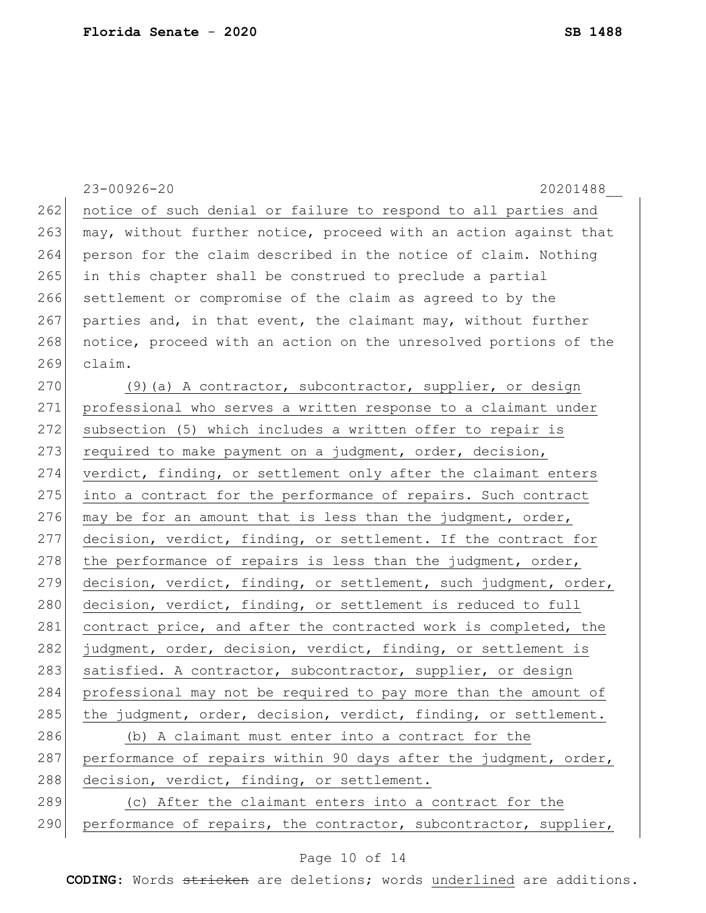notice of such denial or failure to respond to all parties and may, without further notice, proceed with an action against that person for the claim described in the notice of claim. Nothing in this chapter shall be construed to preclude a partial settlement or compromise of the claim as agreed to by the parties and, in that event, the claimant may, without further notice, proceed with an action on the unresolved portions of the claim.

(9)(a) A contractor, subcontractor, supplier, or design professional who serves a written response to a claimant under subsection (5) which includes a written offer to repair is required to make payment on a judgment, order, decision, verdict, finding, or settlement only after the claimant enters into a contract for the performance of repairs. Such contract may be for an amount that is less than the judgment, order, decision, verdict, finding, or settlement. If the contract for the performance of repairs is less than the judgment, order, decision, verdict, finding, or settlement, such judgment, order, decision, verdict, finding, or settlement is reduced to full contract price, and after the contracted work is completed, the judgment, order, decision, verdict, finding, or settlement is satisfied. A contractor, subcontractor, supplier, or design professional may not be required to pay more than the amount of the judgment, order, decision, verdict, finding, or settlement.

(b) A claimant must enter into a contract for the performance of repairs within 90 days after the judgment, order, decision, verdict, finding, or settlement.

(c) After the claimant enters into a contract for the performance of repairs, the contractor, subcontractor, supplier,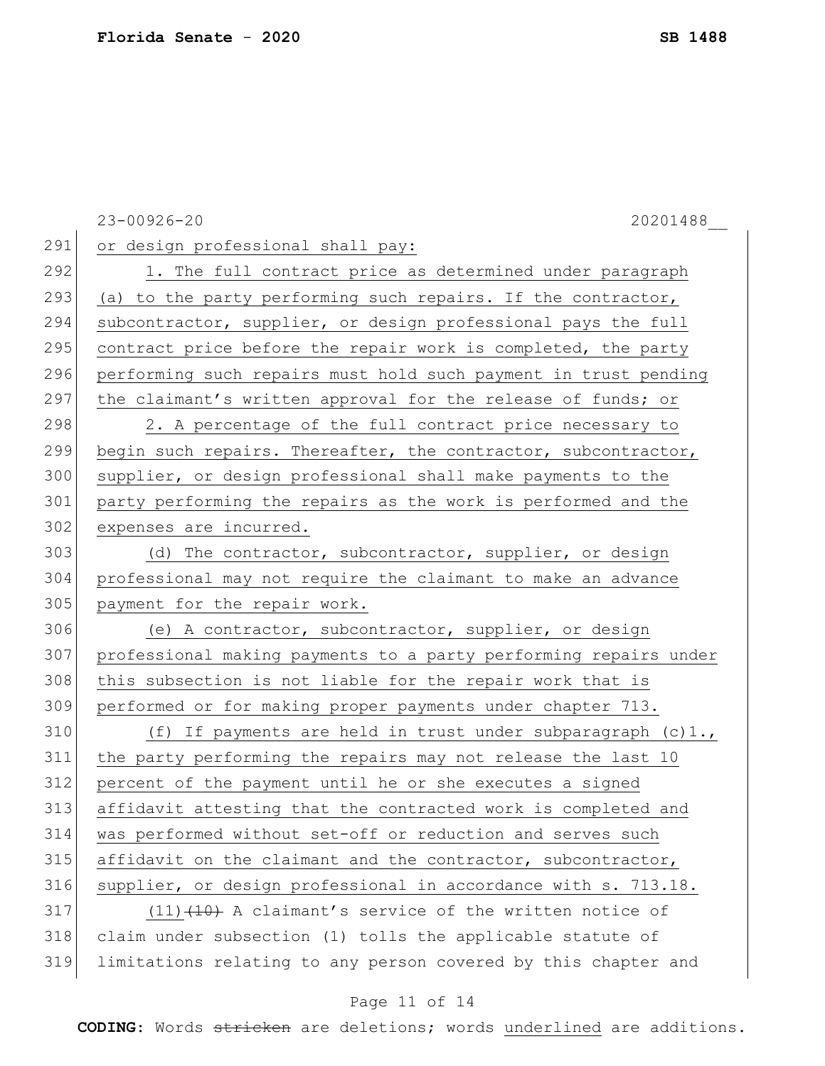or design professional shall pay:

1. The full contract price as determined under paragraph (a) to the party performing such repairs. If the contractor, subcontractor, supplier, or design professional pays the full contract price before the repair work is completed, the party performing such repairs must hold such payment in trust pending the claimant's written approval for the release of funds; or

2. A percentage of the full contract price necessary to begin such repairs. Thereafter, the contractor, subcontractor, supplier, or design professional shall make payments to the party performing the repairs as the work is performed and the expenses are incurred.

(d) The contractor, subcontractor, supplier, or design professional may not require the claimant to make an advance payment for the repair work.

(e) A contractor, subcontractor, supplier, or design professional making payments to a party performing repairs under this subsection is not liable for the repair work that is performed or for making proper payments under chapter 713.

(f) If payments are held in trust under subparagraph (c)1., the party performing the repairs may not release the last 10 percent of the payment until he or she executes a signed affidavit attesting that the contracted work is completed and was performed without set-off or reduction and serves such affidavit on the claimant and the contractor, subcontractor, supplier, or design professional in accordance with s. 713.18.

(11) ~~(10)~~ A claimant's service of the written notice of claim under subsection (1) tolls the applicable statute of limitations relating to any person covered by this chapter and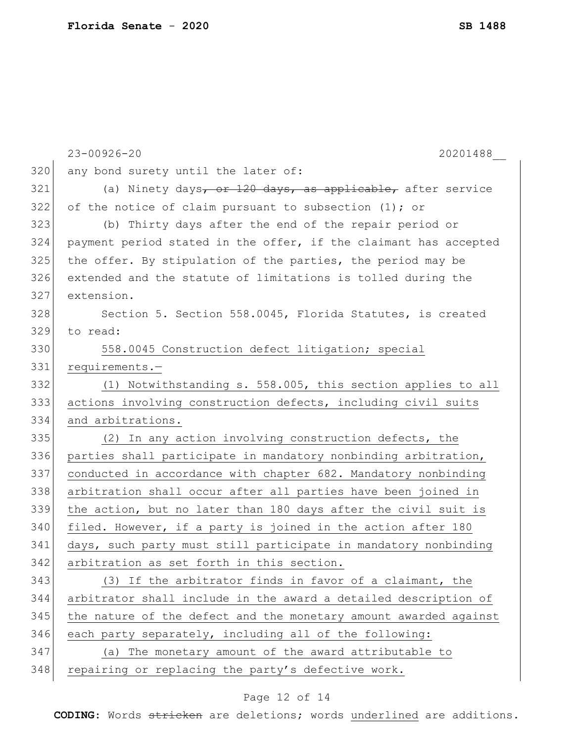any bond surety until the later of:

(a) Ninety days~~, or 120 days, as applicable,~~ after service of the notice of claim pursuant to subsection (1); or

(b) Thirty days after the end of the repair period or payment period stated in the offer, if the claimant has accepted the offer. By stipulation of the parties, the period may be extended and the statute of limitations is tolled during the extension.

Section 5. Section 558.0045, Florida Statutes, is created to read:

<u>558.0045 Construction defect litigation; special requirements.—</u>

<u>(1) Notwithstanding s. 558.005, this section applies to all actions involving construction defects, including civil suits and arbitrations.</u>

<u>(2) In any action involving construction defects, the parties shall participate in mandatory nonbinding arbitration, conducted in accordance with chapter 682. Mandatory nonbinding arbitration shall occur after all parties have been joined in the action, but no later than 180 days after the civil suit is filed. However, if a party is joined in the action after 180 days, such party must still participate in mandatory nonbinding arbitration as set forth in this section.</u>

<u>(3) If the arbitrator finds in favor of a claimant, the arbitrator shall include in the award a detailed description of the nature of the defect and the monetary amount awarded against each party separately, including all of the following:</u>

<u>(a) The monetary amount of the award attributable to repairing or replacing the party's defective work.</u>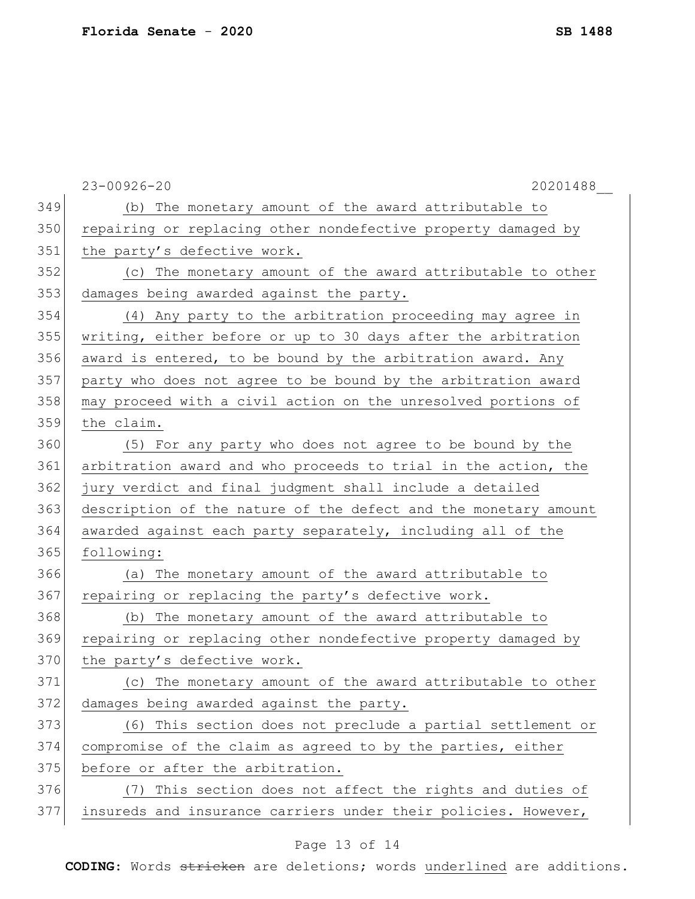(b) The monetary amount of the award attributable to repairing or replacing other nondefective property damaged by the party's defective work.

(c) The monetary amount of the award attributable to other damages being awarded against the party.

(4) Any party to the arbitration proceeding may agree in writing, either before or up to 30 days after the arbitration award is entered, to be bound by the arbitration award. Any party who does not agree to be bound by the arbitration award may proceed with a civil action on the unresolved portions of the claim.

(5) For any party who does not agree to be bound by the arbitration award and who proceeds to trial in the action, the jury verdict and final judgment shall include a detailed description of the nature of the defect and the monetary amount awarded against each party separately, including all of the following:

(a) The monetary amount of the award attributable to repairing or replacing the party's defective work.

(b) The monetary amount of the award attributable to repairing or replacing other nondefective property damaged by the party's defective work.

(c) The monetary amount of the award attributable to other damages being awarded against the party.

(6) This section does not preclude a partial settlement or compromise of the claim as agreed to by the parties, either before or after the arbitration.

(7) This section does not affect the rights and duties of insureds and insurance carriers under their policies. However,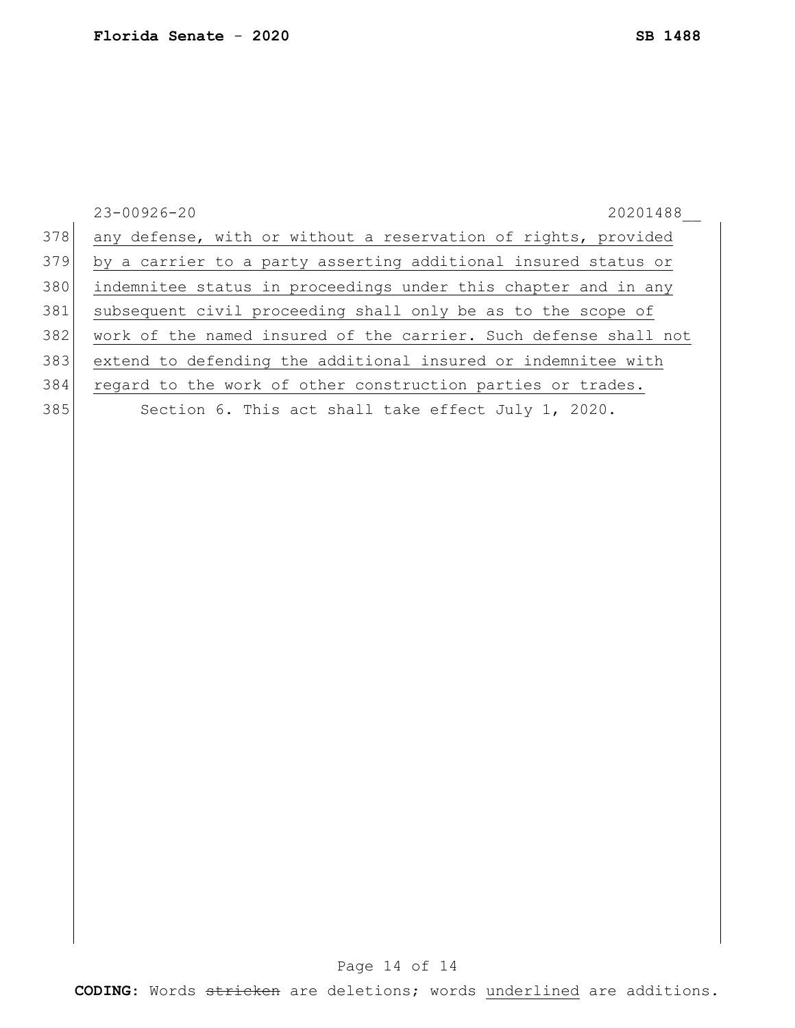any defense, with or without a reservation of rights, provided by a carrier to a party asserting additional insured status or indemnitee status in proceedings under this chapter and in any subsequent civil proceeding shall only be as to the scope of work of the named insured of the carrier. Such defense shall not extend to defending the additional insured or indemnitee with regard to the work of other construction parties or trades.

Section 6. This act shall take effect July 1, 2020.